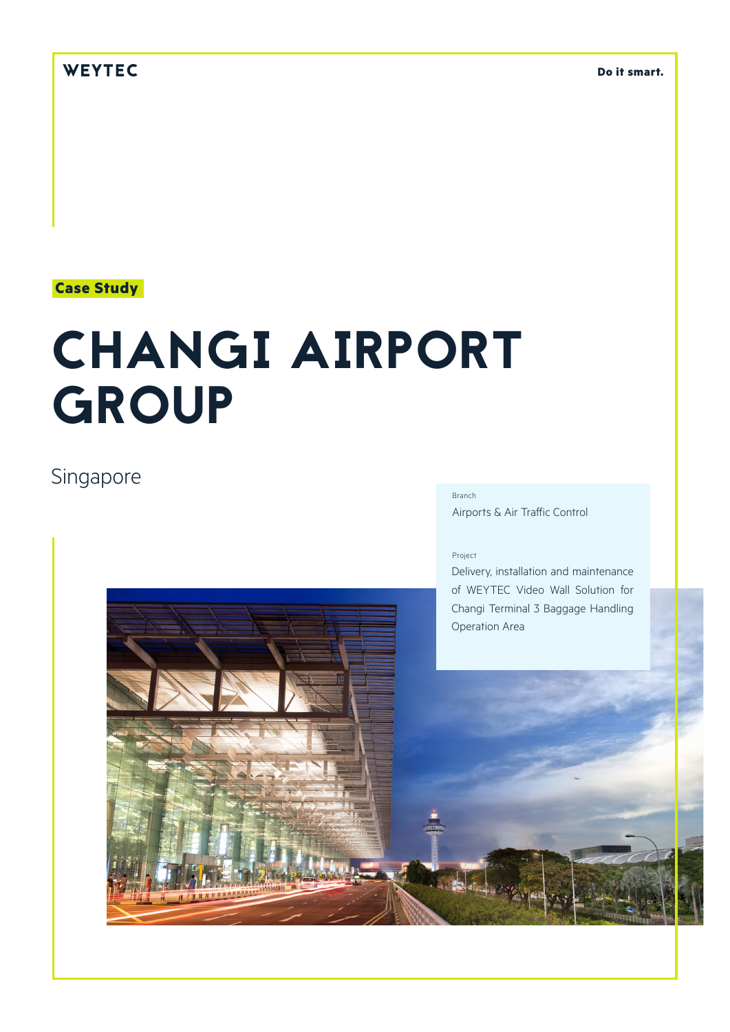WEYTEC

**Do it smart.**

**Case Study**

# CHANGI AIRPORT GROUP

Singapore

Branch

Airports & Air Traffic Control

Project

Delivery, installation and maintenance of WEYTEC Video Wall Solution for Changi Terminal 3 Baggage Handling Operation Area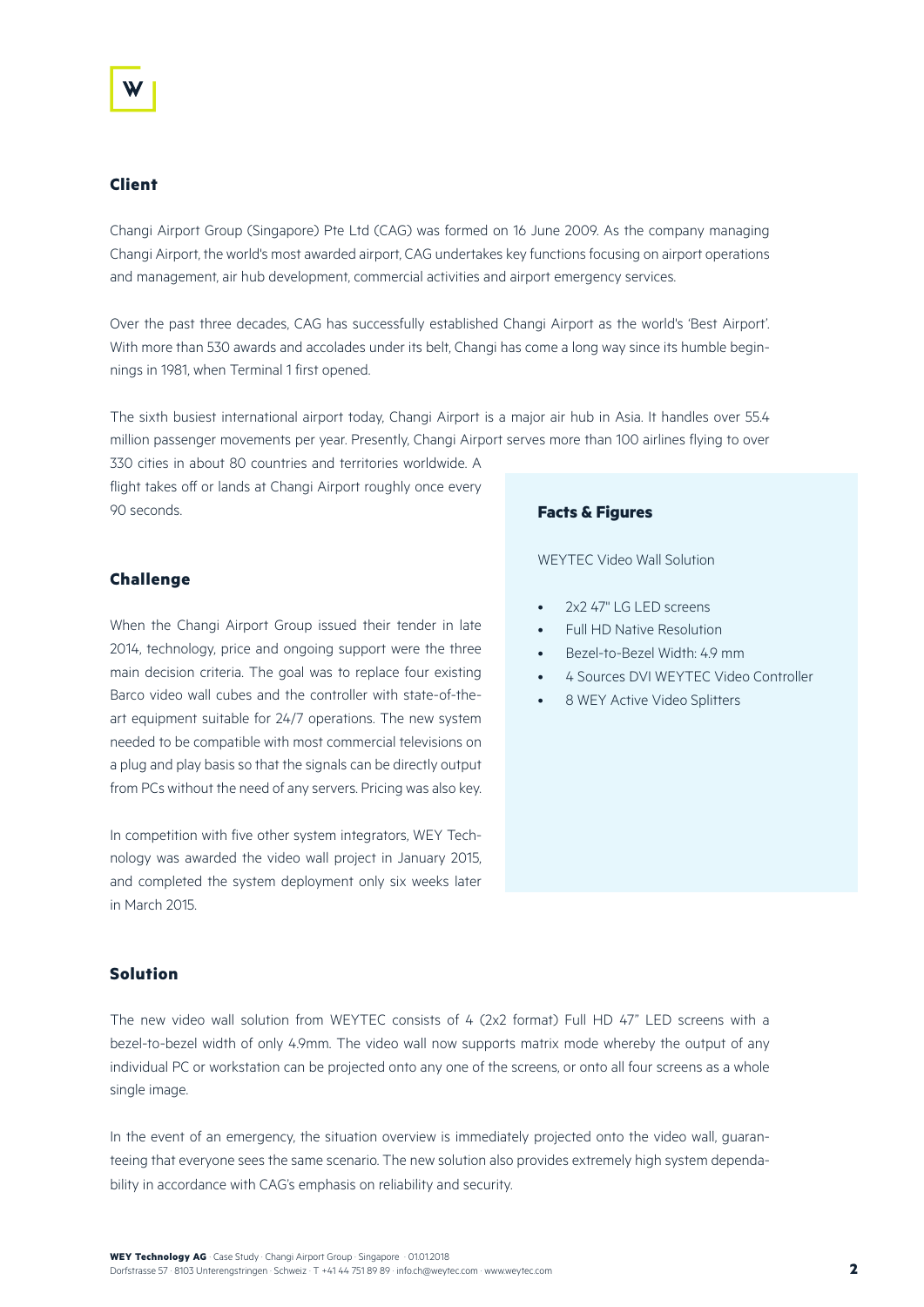## Client

Changi Airport Group (Singapore) Pte Ltd (CAG) was formed on 16 June 2009. As the company managing Changi Airport, the world's most awarded airport, CAG undertakes key functions focusing on airport operations and management, air hub development, commercial activities and airport emergency services.

Over the past three decades, CAG has successfully established Changi Airport as the world's 'Best Airport'. With more than 530 awards and accolades under its belt, Changi has come a long way since its humble beginnings in 1981, when Terminal 1 first opened.

The sixth busiest international airport today, Changi Airport is a major air hub in Asia. It handles over 55.4 million passenger movements per year. Presently, Changi Airport serves more than 100 airlines flying to over 330 cities in about 80 countries and territories worldwide. A flight takes off or lands at Changi Airport roughly once every 90 seconds.

## Challenge

When the Changi Airport Group issued their tender in late 2014, technology, price and ongoing support were the three main decision criteria. The goal was to replace four existing Barco video wall cubes and the controller with state-of-the-art equipment suitable for 24/7 operations. The new system needed to be compatible with most commercial televisions on a plug and play basis so that the signals can be directly output from PCs without the need of any servers. Pricing was also key.

In competition with five other system integrators, WEY Technology was awarded the video wall project in January 2015, and completed the system deployment only six weeks later in March 2015.

## Facts & Figures

WEYTEC Video Wall Solution

- 2x2 47" LG LED screens
- Full HD Native Resolution
- Bezel-to-Bezel Width: 4.9 mm
- 4 Sources DVI WEYTEC Video Controller
- 8 WEY Active Video Splitters

## Solution

The new video wall solution from WEYTEC consists of 4 (2x2 format) Full HD 47" LED screens with a bezel-to-bezel width of only 4.9mm. The video wall now supports matrix mode whereby the output of any individual PC or workstation can be projected onto any one of the screens, or onto all four screens as a whole single image.

In the event of an emergency, the situation overview is immediately projected onto the video wall, guaranteeing that everyone sees the same scenario. The new solution also provides extremely high system dependability in accordance with CAG's emphasis on reliability and security.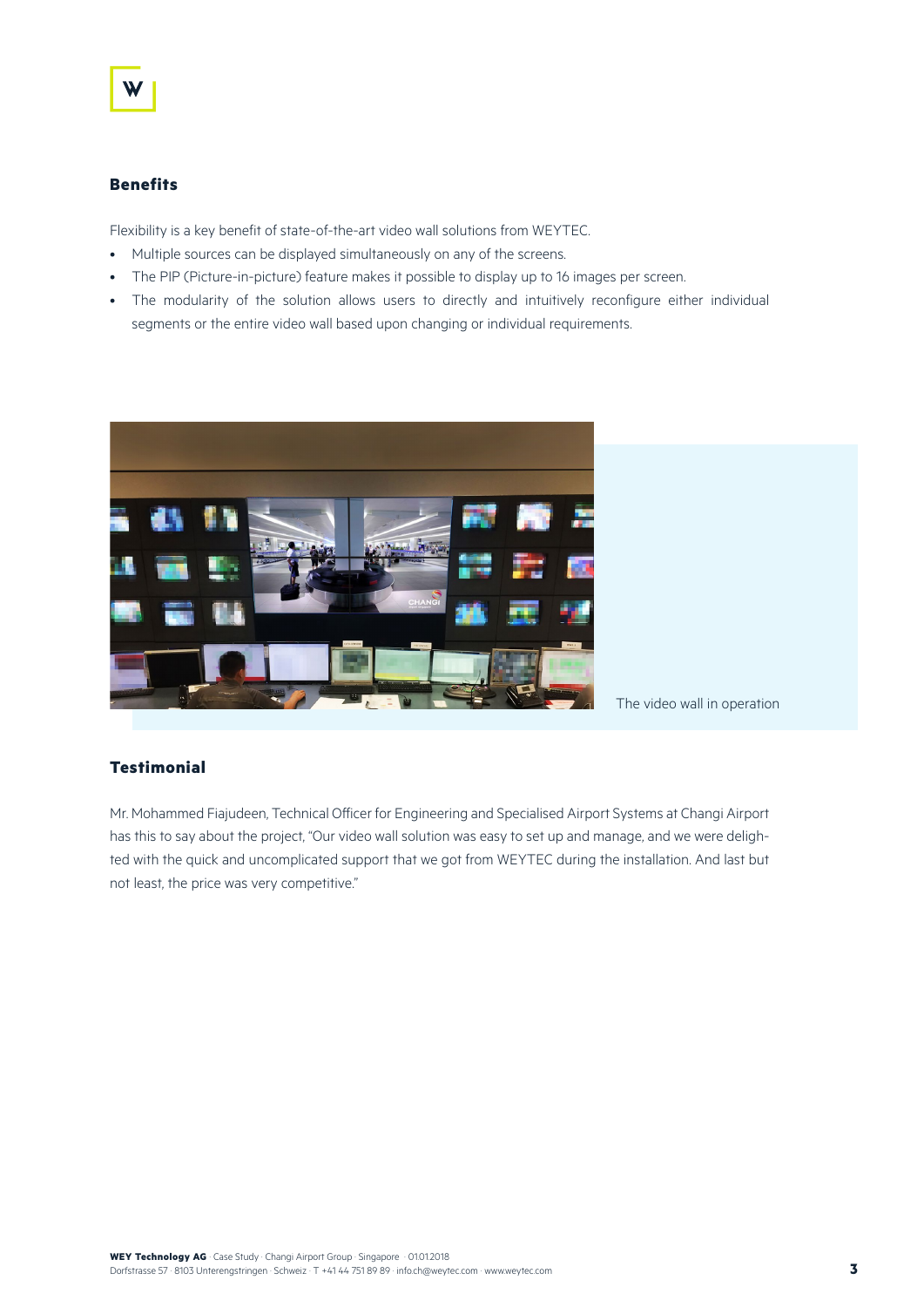## Benefits

Flexibility is a key benefit of state-of-the-art video wall solutions from WEYTEC.

- Multiple sources can be displayed simultaneously on any of the screens.
- The PIP (Picture-in-picture) feature makes it possible to display up to 16 images per screen.
- The modularity of the solution allows users to directly and intuitively reconfigure either individual segments or the entire video wall based upon changing or individual requirements.

The video wall in operation

## Testimonial

Mr. Mohammed Fiajudeen, Technical Officer for Engineering and Specialised Airport Systems at Changi Airport has this to say about the project, "Our video wall solution was easy to set up and manage, and we were delighted with the quick and uncomplicated support that we got from WEYTEC during the installation. And last but not least, the price was very competitive."